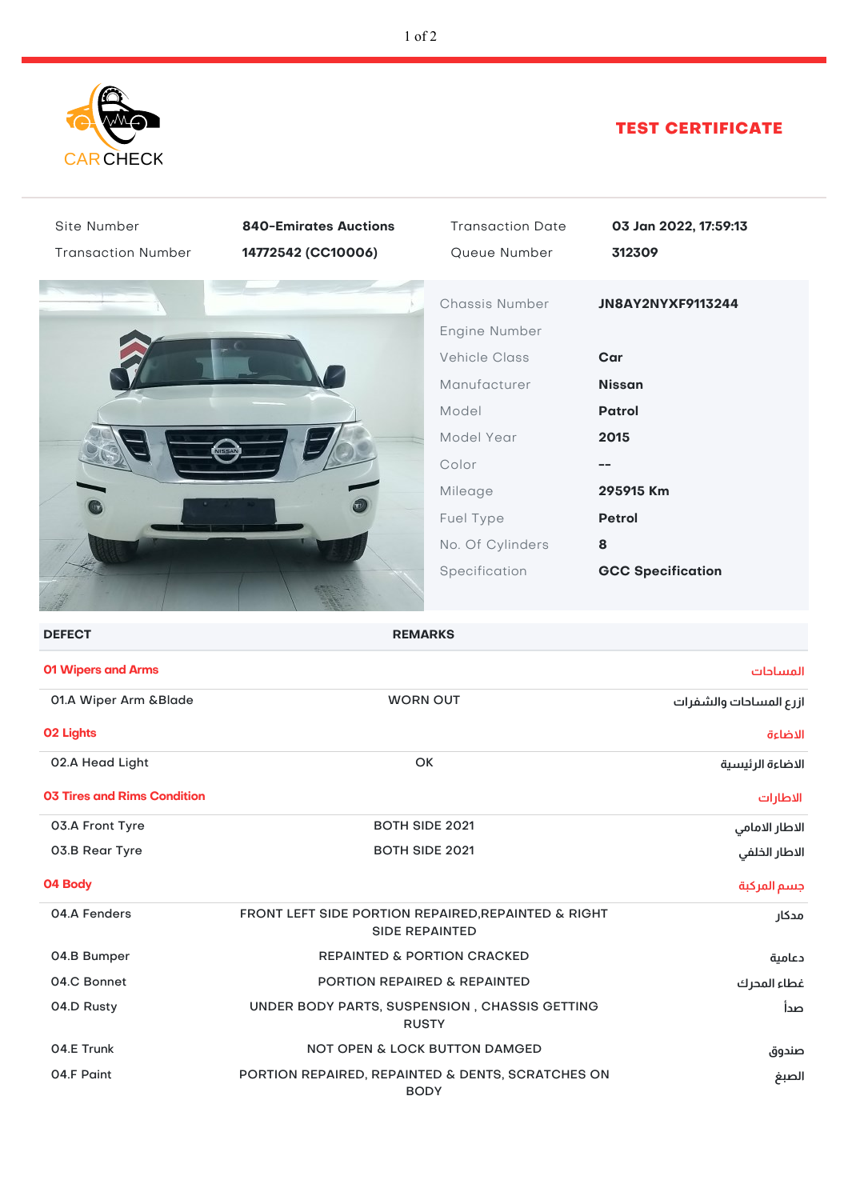CAR CHECK

# TEST CERTIFICATE

| | | | |
|---|---|---|---|
| Site Number | **840-Emirates Auctions** | Transaction Date | **03 Jan 2022, 17:59:13** |
| Transaction Number | **14772542 (CC10006)** | Queue Number | **312309** |

| | |
|---|---|
| Chassis Number | **JN8AY2NYXF9113244** |
| Engine Number | |
| Vehicle Class | **Car** |
| Manufacturer | **Nissan** |
| Model | **Patrol** |
| Model Year | **2015** |
| Color | **--** |
| Mileage | **295915 Km** |
| Fuel Type | **Petrol** |
| No. Of Cylinders | **8** |
| Specification | **GCC Specification** |

| DEFECT | REMARKS | |
|---|---|---|
| **01 Wipers and Arms** | | **المساحات** |
| 01.A Wiper Arm &Blade | WORN OUT | ازرع المساحات والشفرات |
| **02 Lights** | | **الاضاءة** |
| 02.A Head Light | OK | الاضاءة الرئيسية |
| **03 Tires and Rims Condition** | | **الاطارات** |
| 03.A Front Tyre | BOTH SIDE 2021 | الاطار الامامي |
| 03.B Rear Tyre | BOTH SIDE 2021 | الاطار الخلفي |
| **04 Body** | | **جسم المركبة** |
| 04.A Fenders | FRONT LEFT SIDE PORTION REPAIRED,REPAINTED & RIGHT SIDE REPAINTED | مدكار |
| 04.B Bumper | REPAINTED & PORTION CRACKED | دعامية |
| 04.C Bonnet | PORTION REPAIRED & REPAINTED | غطاء المحرك |
| 04.D Rusty | UNDER BODY PARTS, SUSPENSION , CHASSIS GETTING RUSTY | صدأ |
| 04.E Trunk | NOT OPEN & LOCK BUTTON DAMGED | صندوق |
| 04.F Paint | PORTION REPAIRED, REPAINTED & DENTS, SCRATCHES ON BODY | الصبغ |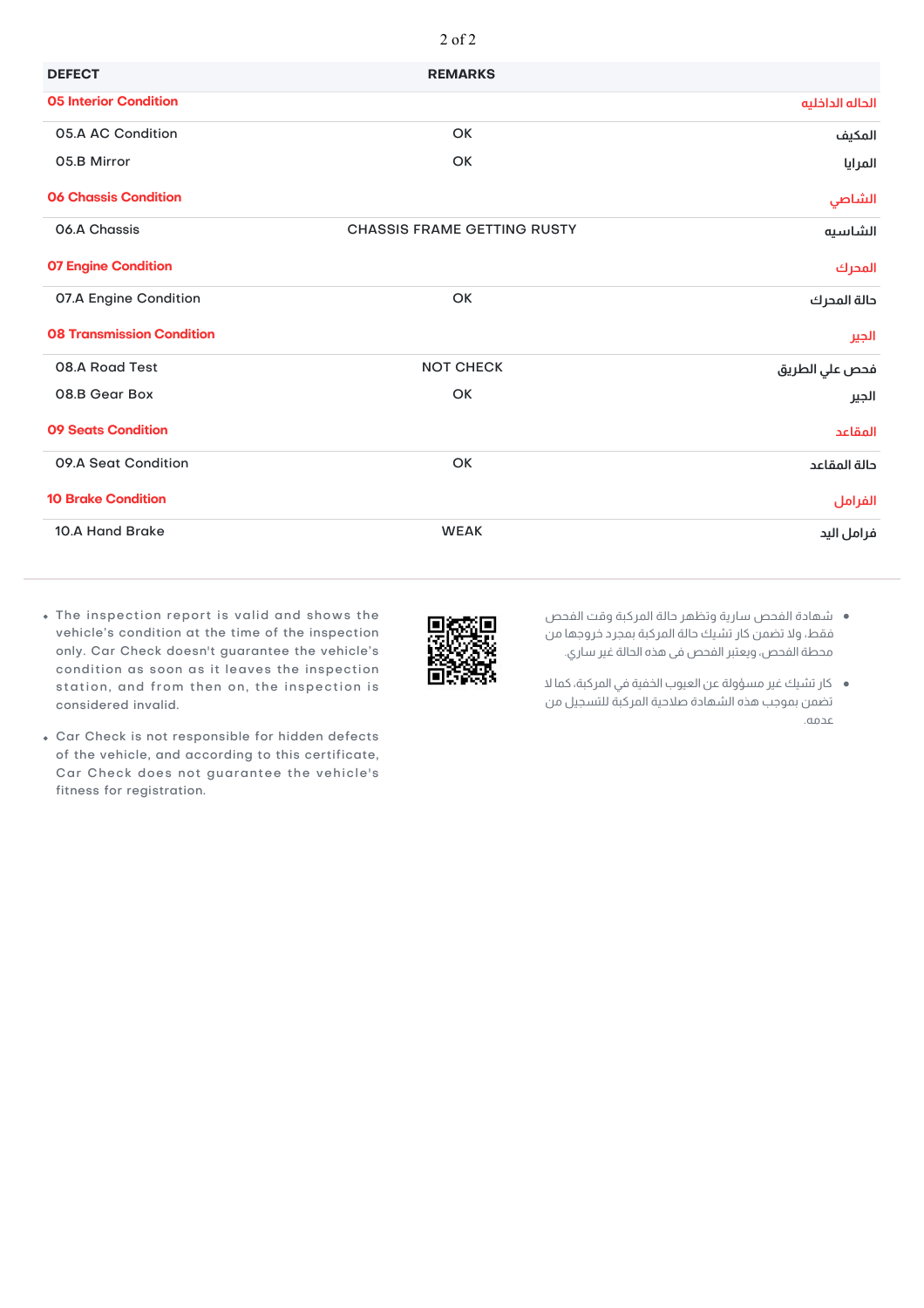| DEFECT | REMARKS | |
|---|---|---|
| **05 Interior Condition** | | **الحاله الداخليه** |
| 05.A AC Condition | OK | المكيف |
| 05.B Mirror | OK | المرايا |
| **06 Chassis Condition** | | **الشاصي** |
| 06.A Chassis | CHASSIS FRAME GETTING RUSTY | الشاسيه |
| **07 Engine Condition** | | **المحرك** |
| 07.A Engine Condition | OK | حالة المحرك |
| **08 Transmission Condition** | | **الجير** |
| 08.A Road Test | NOT CHECK | فحص علي الطريق |
| 08.B Gear Box | OK | الجير |
| **09 Seats Condition** | | **المقاعد** |
| 09.A Seat Condition | OK | حالة المقاعد |
| **10 Brake Condition** | | **الفرامل** |
| 10.A Hand Brake | WEAK | فرامل اليد |

- The inspection report is valid and shows the vehicle's condition at the time of the inspection only. Car Check doesn't guarantee the vehicle's condition as soon as it leaves the inspection station, and from then on, the inspection is considered invalid.
- Car Check is not responsible for hidden defects of the vehicle, and according to this certificate, Car Check does not guarantee the vehicle's fitness for registration.

- شهادة الفحص سارية وتظهر حالة المركبة وقت الفحص فقط، ولا تضمن كار تشيك حالة المركبة بمجرد خروجها من محطة الفحص، ويعتبر الفحص في هذه الحالة غير ساري.
- كار تشيك غير مسؤولة عن العيوب الخفية في المركبة، كما لا تضمن بموجب هذه الشهادة صلاحية المركبة للتسجيل من عدمه.